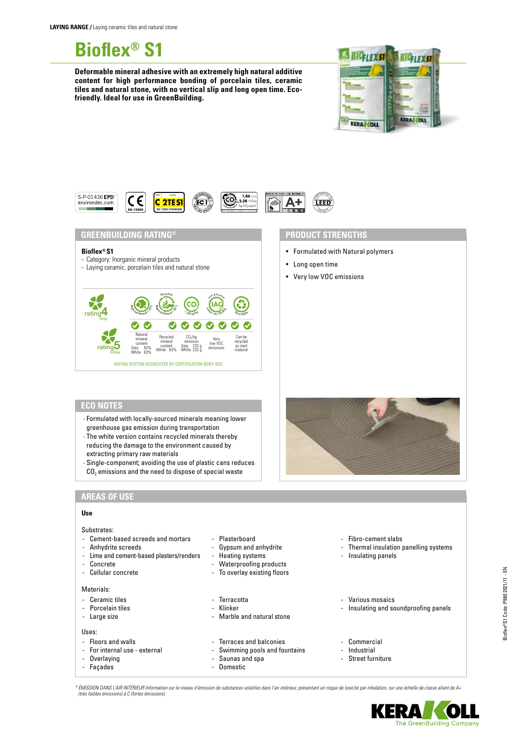**LAYING RANGE /** Laying ceramic tiles and natural stone

# Bioflex® S1

**Deformable mineral adhesive with an extremely high natural additive content for high performance bonding of porcelain tiles, ceramic tiles and natural stone, with no vertical slip and long open time. Eco-friendly. Ideal for use in GreenBuilding.**

S-P-01436 EPD® environdec.com | CE EN 12004 | C 2TE S1 EN 12004 STANDARD | EC1 | $CO_2$ 1,86 Grey 2,28 White kg $CO_2$ eq/m² | A+ | LEED

## GREENBUILDING RATING®

**Bioflex® S1**

- Category: Inorganic mineral products
- Laying ceramic, porcelain tiles and natural stone

rating 4 Grey

rating 5 White

| Natural mineral content | Recycled mineral content | $CO_2$/kg emission | Very low VOC emissions | Can be recycled as inert material |
|---|---|---|---|---|
| Grey 63% White 63% | White 63% | Grey 232 g White 232 g | | |

RATING SYSTEM ACCREDITED BY CERTIFICATION BODY SGS

## PRODUCT STRENGTHS

- Formulated with Natural polymers
- Long open time
- Very low VOC emissions

## ECO NOTES

- Formulated with locally-sourced minerals meaning lower greenhouse gas emission during transportation
- The white version contains recycled minerals thereby reducing the damage to the environment caused by extracting primary raw materials
- Single-component; avoiding the use of plastic cans reduces $CO_2$ emissions and the need to dispose of special waste

## AREAS OF USE

### Use

Substrates:

- Cement-based screeds and mortars
- Anhydrite screeds
- Lime and cement-based plasters/renders
- Concrete
- Cellular concrete
- Plasterboard
- Gypsum and anhydrite
- Heating systems
- Waterproofing products
- To overlay existing floors
- Fibro-cement slabs
- Thermal insulation panelling systems
- Insulating panels

Materials:

- Ceramic tiles
- Porcelain tiles
- Large size
- Terracotta
- Klinker
- Marble and natural stone
- Various mosaics
- Insulating and soundproofing panels

Uses:

- Floors and walls
- For internal use - external
- Overlaying
- Façades
- Terraces and balconies
- Swimming pools and fountains
- Saunas and spa
- Domestic
- Commercial
- Industrial
- Street furniture

*\* ÉMISSION DANS L'AIR INTÉRIEUR Information sur le niveau d'émission de substances volatiles dans l'air intérieur, présentant un risque de toxicité par inhalation, sur une échelle de classe allant de A+ (très faibles émissions) à C (fortes émissions).*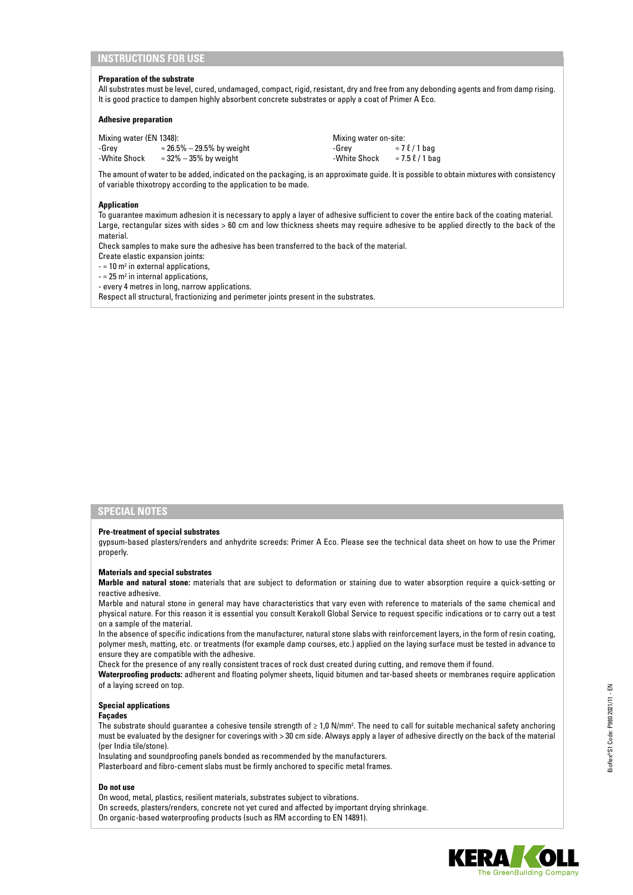## INSTRUCTIONS FOR USE

**Preparation of the substrate**

All substrates must be level, cured, undamaged, compact, rigid, resistant, dry and free from any debonding agents and from damp rising. It is good practice to dampen highly absorbent concrete substrates or apply a coat of Primer A Eco.

**Adhesive preparation**

Mixing water (EN 1348):
- Grey ≈ 26.5% – 29.5% by weight
- White Shock ≈ 32% – 35% by weight

Mixing water on-site:
- Grey ≈ 7 ℓ / 1 bag
- White Shock ≈ 7.5 ℓ / 1 bag

The amount of water to be added, indicated on the packaging, is an approximate guide. It is possible to obtain mixtures with consistency of variable thixotropy according to the application to be made.

**Application**

To guarantee maximum adhesion it is necessary to apply a layer of adhesive sufficient to cover the entire back of the coating material. Large, rectangular sizes with sides > 60 cm and low thickness sheets may require adhesive to be applied directly to the back of the material.

Check samples to make sure the adhesive has been transferred to the back of the material.

Create elastic expansion joints:
- ≈ 10 m² in external applications,
- ≈ 25 m² in internal applications,
- every 4 metres in long, narrow applications.

Respect all structural, fractionizing and perimeter joints present in the substrates.

## SPECIAL NOTES

**Pre-treatment of special substrates**

gypsum-based plasters/renders and anhydrite screeds: Primer A Eco. Please see the technical data sheet on how to use the Primer properly.

**Materials and special substrates**

**Marble and natural stone:** materials that are subject to deformation or staining due to water absorption require a quick-setting or reactive adhesive.

Marble and natural stone in general may have characteristics that vary even with reference to materials of the same chemical and physical nature. For this reason it is essential you consult Kerakoll Global Service to request specific indications or to carry out a test on a sample of the material.

In the absence of specific indications from the manufacturer, natural stone slabs with reinforcement layers, in the form of resin coating, polymer mesh, matting, etc. or treatments (for example damp courses, etc.) applied on the laying surface must be tested in advance to ensure they are compatible with the adhesive.

Check for the presence of any really consistent traces of rock dust created during cutting, and remove them if found.

**Waterproofing products:** adherent and floating polymer sheets, liquid bitumen and tar-based sheets or membranes require application of a laying screed on top.

**Special applications**

**Façades**

The substrate should guarantee a cohesive tensile strength of ≥ 1,0 N/mm². The need to call for suitable mechanical safety anchoring must be evaluated by the designer for coverings with > 30 cm side. Always apply a layer of adhesive directly on the back of the material (per India tile/stone).

Insulating and soundproofing panels bonded as recommended by the manufacturers.

Plasterboard and fibro-cement slabs must be firmly anchored to specific metal frames.

**Do not use**

On wood, metal, plastics, resilient materials, substrates subject to vibrations.

On screeds, plasters/renders, concrete not yet cured and affected by important drying shrinkage.

On organic-based waterproofing products (such as RM according to EN 14891).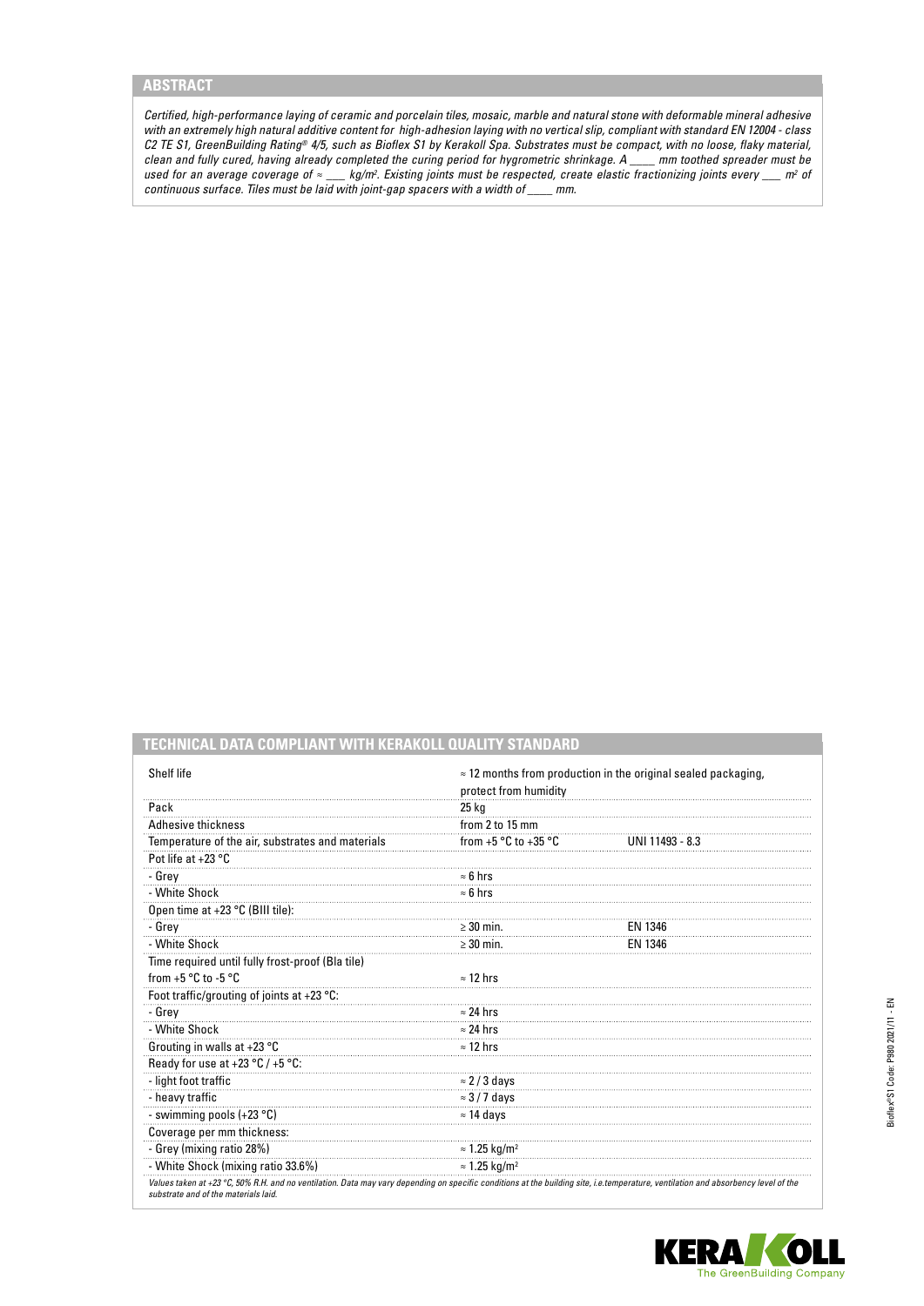## ABSTRACT

*Certified, high-performance laying of ceramic and porcelain tiles, mosaic, marble and natural stone with deformable mineral adhesive with an extremely high natural additive content for high-adhesion laying with no vertical slip, compliant with standard EN 12004 - class C2 TE S1, GreenBuilding Rating® 4/5, such as Bioflex S1 by Kerakoll Spa. Substrates must be compact, with no loose, flaky material, clean and fully cured, having already completed the curing period for hygrometric shrinkage. A ____ mm toothed spreader must be used for an average coverage of ≈ ___ kg/m². Existing joints must be respected, create elastic fractionizing joints every ___ m² of continuous surface. Tiles must be laid with joint-gap spacers with a width of ____ mm.*

## TECHNICAL DATA COMPLIANT WITH KERAKOLL QUALITY STANDARD

| | | |
|---|---|---|
| Shelf life | ≈ 12 months from production in the original sealed packaging, protect from humidity | |
| Pack | 25 kg | |
| Adhesive thickness | from 2 to 15 mm | |
| Temperature of the air, substrates and materials | from +5 °C to +35 °C | UNI 11493 - 8.3 |
| Pot life at +23 °C | | |
| - Grey | ≈ 6 hrs | |
| - White Shock | ≈ 6 hrs | |
| Open time at +23 °C (BIII tile): | | |
| - Grey | ≥ 30 min. | EN 1346 |
| - White Shock | ≥ 30 min. | EN 1346 |
| Time required until fully frost-proof (BIa tile) from +5 °C to -5 °C | ≈ 12 hrs | |
| Foot traffic/grouting of joints at +23 °C: | | |
| - Grey | ≈ 24 hrs | |
| - White Shock | ≈ 24 hrs | |
| Grouting in walls at +23 °C | ≈ 12 hrs | |
| Ready for use at +23 °C / +5 °C: | | |
| - light foot traffic | ≈ 2 / 3 days | |
| - heavy traffic | ≈ 3 / 7 days | |
| - swimming pools (+23 °C) | ≈ 14 days | |
| Coverage per mm thickness: | | |
| - Grey (mixing ratio 28%) | ≈ 1.25 kg/m² | |
| - White Shock (mixing ratio 33.6%) | ≈ 1.25 kg/m² | |

*Values taken at +23 °C, 50% R.H. and no ventilation. Data may vary depending on specific conditions at the building site, i.e.temperature, ventilation and absorbency level of the substrate and of the materials laid.*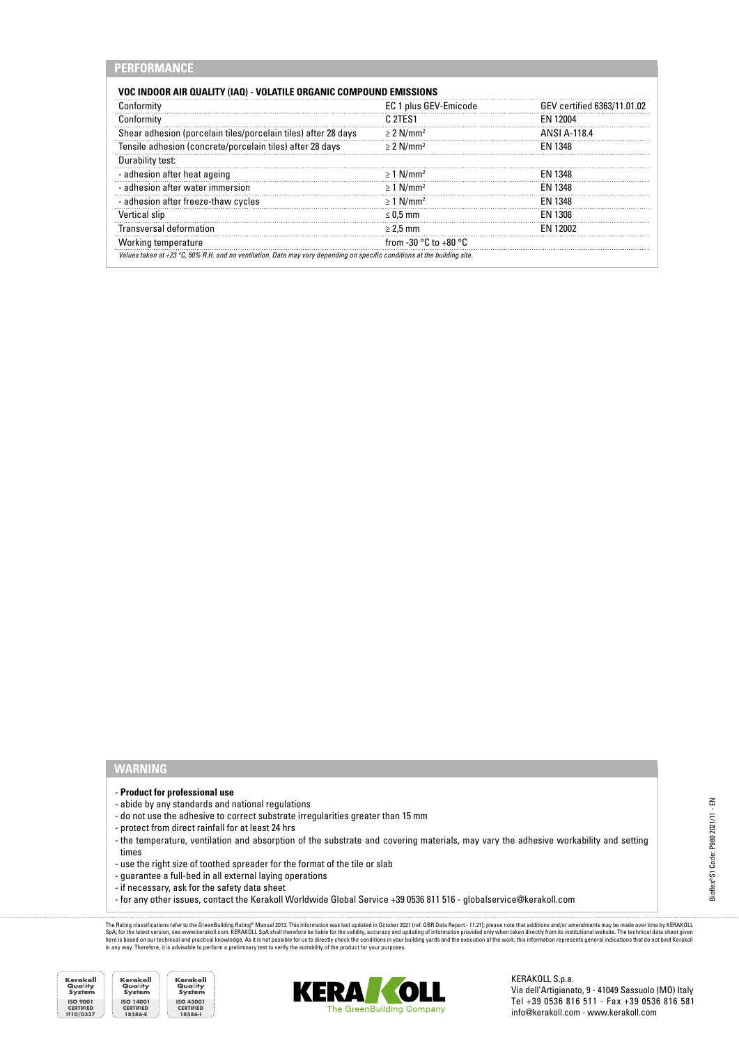## PERFORMANCE

| VOC INDOOR AIR QUALITY (IAQ) - VOLATILE ORGANIC COMPOUND EMISSIONS | | |
|---|---|---|
| Conformity | EC 1 plus GEV-Emicode | GEV certified 6363/11.01.02 |
| Conformity | C 2TES1 | EN 12004 |
| Shear adhesion (porcelain tiles/porcelain tiles) after 28 days | ≥ 2 N/mm² | ANSI A-118.4 |
| Tensile adhesion (concrete/porcelain tiles) after 28 days | ≥ 2 N/mm² | EN 1348 |
| Durability test: | | |
| - adhesion after heat ageing | ≥ 1 N/mm² | EN 1348 |
| - adhesion after water immersion | ≥ 1 N/mm² | EN 1348 |
| - adhesion after freeze-thaw cycles | ≥ 1 N/mm² | EN 1348 |
| Vertical slip | ≤ 0,5 mm | EN 1308 |
| Transversal deformation | ≥ 2,5 mm | EN 12002 |
| Working temperature | from -30 °C to +80 °C | |

*Values taken at +23 °C, 50% R.H. and no ventilation. Data may vary depending on specific conditions at the building site.*

## WARNING

- **Product for professional use**
- abide by any standards and national regulations
- do not use the adhesive to correct substrate irregularities greater than 15 mm
- protect from direct rainfall for at least 24 hrs
- the temperature, ventilation and absorption of the substrate and covering materials, may vary the adhesive workability and setting times
- use the right size of toothed spreader for the format of the tile or slab
- guarantee a full-bed in all external laying operations
- if necessary, ask for the safety data sheet
- for any other issues, contact the Kerakoll Worldwide Global Service +39 0536 811 516 - globalservice@kerakoll.com

The Rating classifications refer to the GreenBuilding Rating® Manual 2013. This information was last updated in October 2021 (ref. GBR Data Report - 11.21); please note that additions and/or amendments may be made over time by KERAKOLL SpA; for the latest version, see www.kerakoll.com. KERAKOLL SpA shall therefore be liable for the validity, accuracy and updating of information provided only when taken directly from its institutional website. The technical data sheet given here is based on our technical and practical knowledge. As it is not possible for us to directly check the conditions in your building yards and the execution of the work, this information represents general indications that do not bind Kerakoll in any way. Therefore, it is advisable to perform a preliminary test to verify the suitability of the product for your purposes.

Bioflex® S1 Code: P880 2021/11 - EN

Kerakoll Quality System ISO 9001 CERTIFIED IT10/0327

Kerakoll Quality System ISO 14001 CERTIFIED 18586-E

Kerakoll Quality System ISO 45001 CERTIFIED 18586-I

KERAKOLL The GreenBuilding Company

KERAKOLL S.p.a.
Via dell'Artigianato, 9 - 41049 Sassuolo (MO) Italy
Tel +39 0536 816 511 - Fax +39 0536 816 581
info@kerakoll.com - www.kerakoll.com